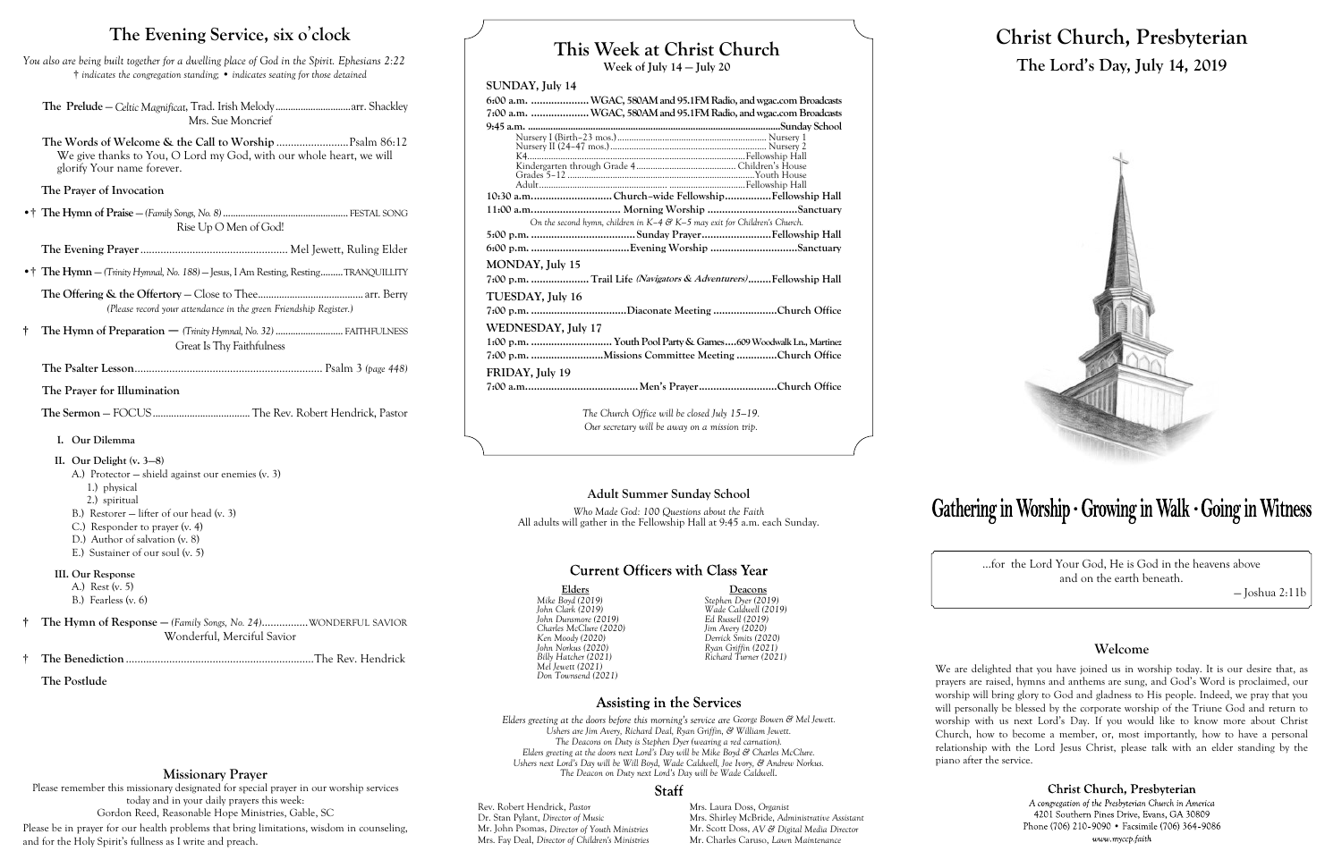## The Evening Service, six o'clock

*You also are being built together for a dwelling place of God in the Spirit. Ephesians 2:22*
*† indicates the congregation standing; • indicates seating for those detained*

**The Prelude** – *Celtic Magnificat*, Trad. Irish Melody .............................. arr. Shackley
Mrs. Sue Moncrief

**The Words of Welcome & the Call to Worship** ......................... Psalm 86:12
We give thanks to You, O Lord my God, with our whole heart, we will glorify Your name forever.

**The Prayer of Invocation**

•† **The Hymn of Praise** – *(Family Songs, No. 8)* .................................................. FESTAL SONG
Rise Up O Men of God!

**The Evening Prayer** .................................................. Mel Jewett, Ruling Elder

•† **The Hymn** – *(Trinity Hymnal, No. 188)* – Jesus, I Am Resting, Resting ......... TRANQUILLITY

**The Offering & the Offertory** – Close to Thee ....................................... arr. Berry
*(Please record your attendance in the green Friendship Register.)*

† **The Hymn of Preparation** — *(Trinity Hymnal, No. 32)* ........................... FAITHFULNESS
Great Is Thy Faithfulness

**The Psalter Lesson** ................................................................ Psalm 3 *(page 448)*

**The Prayer for Illumination**

**The Sermon** – FOCUS ..................................... The Rev. Robert Hendrick, Pastor

- **I. Our Dilemma**
- **II. Our Delight (v. 3—8)**
  - A.) Protector – shield against our enemies (v. 3)
    - 1.) physical
    - 2.) spiritual
  - B.) Restorer – lifter of our head (v. 3)
  - C.) Responder to prayer (v. 4)
  - D.) Author of salvation (v. 8)
  - E.) Sustainer of our soul (v. 5)
- **III. Our Response**
  - A.) Rest (v. 5)
  - B.) Fearless (v. 6)

† **The Hymn of Response** — *(Family Songs, No. 24)* ................ WONDERFUL SAVIOR
Wonderful, Merciful Savior

† **The Benediction** ................................................................ The Rev. Hendrick

**The Postlude**

### Missionary Prayer

Please remember this missionary designated for special prayer in our worship services today and in your daily prayers this week:
Gordon Reed, Reasonable Hope Ministries, Gable, SC

Please be in prayer for our health problems that bring limitations, wisdom in counseling, and for the Holy Spirit's fullness as I write and preach.

## This Week at Christ Church

Week of July 14 — July 20

**SUNDAY, July 14**

6:00 a.m. .................... WGAC, 580AM and 95.1FM Radio, and wgac.com Broadcasts
7:00 a.m. .................... WGAC, 580AM and 95.1FM Radio, and wgac.com Broadcasts
9:45 a.m. ............................................................................................ Sunday School
- Nursery I (Birth–23 mos.) ............................................................ Nursery 1
- Nursery II (24–47 mos.) ............................................................ Nursery 2
- K4 ........................................................................................ Fellowship Hall
- Kindergarten through Grade 4 ......................................... Children's House
- Grades 5–12 ............................................................................. Youth House
- Adult ..................................................................................... Fellowship Hall

10:30 a.m. ........................... Church-wide Fellowship ............... Fellowship Hall
11:00 a.m. .............................. Morning Worship .............................. Sanctuary
*On the second hymn, children in K–4 & K–5 may exit for Children's Church.*
5:00 p.m. ..................................... Sunday Prayer ....................... Fellowship Hall
6:00 p.m. .................................. Evening Worship ............................ Sanctuary

**MONDAY, July 15**

7:00 p.m. .................... Trail Life *(Navigators & Adventurers)* ........ Fellowship Hall

**TUESDAY, July 16**

7:00 p.m. ................................ Diaconate Meeting ..................... Church Office

**WEDNESDAY, July 17**

1:00 p.m. ........................... Youth Pool Party & Games .... 609 Woodwalk Ln., Martinez
7:00 p.m. ......................... Missions Committee Meeting ............. Church Office

**FRIDAY, July 19**

7:00 a.m. ...................................... Men's Prayer .......................... Church Office

*The Church Office will be closed July 15–19.*
*Our secretary will be away on a mission trip.*

### Adult Summer Sunday School

*Who Made God: 100 Questions about the Faith*
All adults will gather in the Fellowship Hall at 9:45 a.m. each Sunday.

### Current Officers with Class Year

| Elders | Deacons |
|---|---|
| *Mike Boyd (2019)* | *Stephen Dyer (2019)* |
| *John Clark (2019)* | *Wade Caldwell (2019)* |
| *John Dunsmore (2019)* | *Ed Russell (2019)* |
| *Charles McClure (2020)* | *Jim Avery (2020)* |
| *Ken Moody (2020)* | *Derrick Smits (2020)* |
| *John Norkus (2020)* | *Ryan Griffin (2021)* |
| *Billy Hatcher (2021)* | *Richard Turner (2021)* |
| *Mel Jewett (2021)* | |
| *Don Townsend (2021)* | |

### Assisting in the Services

*Elders greeting at the doors before this morning's service are George Bowen & Mel Jewett.*
*Ushers are Jim Avery, Richard Deal, Ryan Griffin, & William Jewett.*
*The Deacons on Duty is Stephen Dyer (wearing a red carnation).*
*Elders greeting at the doors next Lord's Day will be Mike Boyd & Charles McClure.*
*Ushers next Lord's Day will be Will Boyd, Wade Caldwell, Joe Ivory, & Andrew Norkus.*
*The Deacon on Duty next Lord's Day will be Wade Caldwell.*

### Staff

| | |
|---|---|
| Rev. Robert Hendrick, *Pastor* | Mrs. Laura Doss, *Organist* |
| Dr. Stan Pylant, *Director of Music* | Mrs. Shirley McBride, *Administrative Assistant* |
| Mr. John Psomas, *Director of Youth Ministries* | Mr. Scott Doss, *AV & Digital Media Director* |
| Mrs. Fay Deal, *Director of Children's Ministries* | Mr. Charles Caruso, *Lawn Maintenance* |

# Christ Church, Presbyterian

## The Lord's Day, July 14, 2019

**Gathering in Worship • Growing in Walk • Going in Witness**

...for the Lord Your God, He is God in the heavens above and on the earth beneath.
— Joshua 2:11b

### Welcome

We are delighted that you have joined us in worship today. It is our desire that, as prayers are raised, hymns and anthems are sung, and God's Word is proclaimed, our worship will bring glory to God and gladness to His people. Indeed, we pray that you will personally be blessed by the corporate worship of the Triune God and return to worship with us next Lord's Day. If you would like to know more about Christ Church, how to become a member, or, most importantly, how to have a personal relationship with the Lord Jesus Christ, please talk with an elder standing by the piano after the service.

**Christ Church, Presbyterian**
*A congregation of the Presbyterian Church in America*
4201 Southern Pines Drive, Evans, GA 30809
Phone (706) 210-9090 • Facsimile (706) 364-9086
*www.myccp.faith*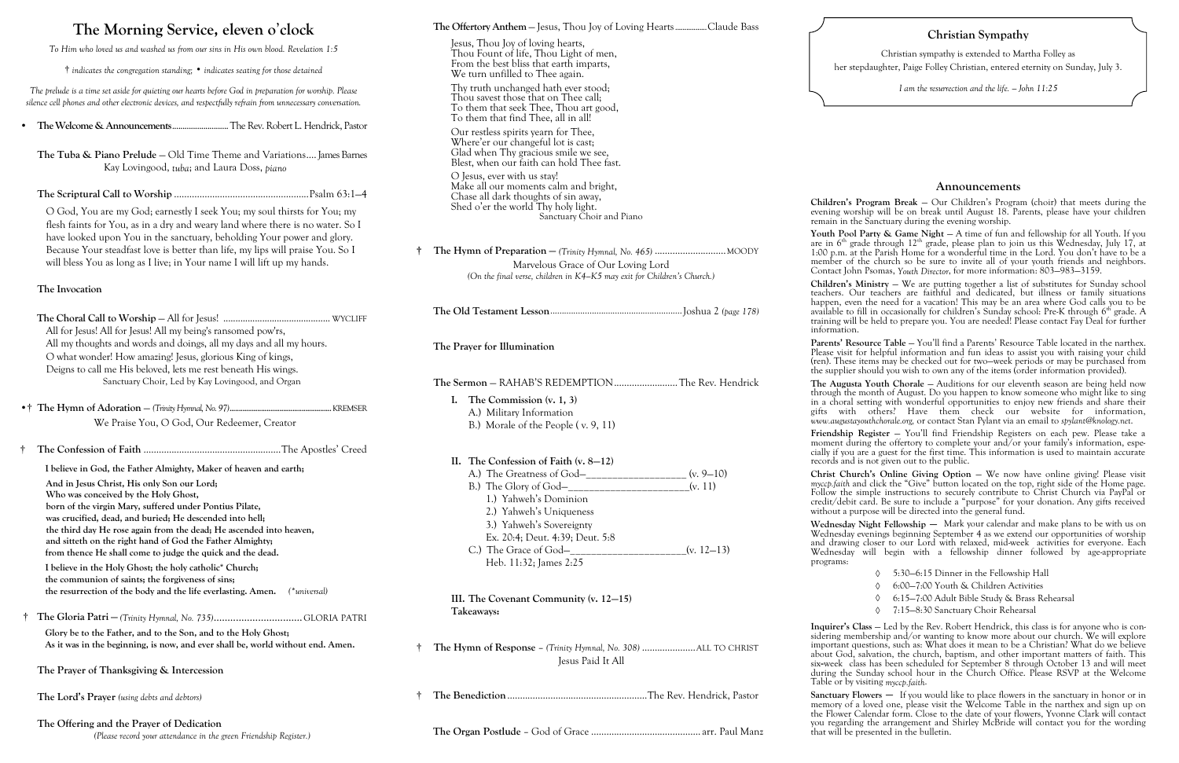# The Morning Service, eleven o'clock

*To Him who loved us and washed us from our sins in His own blood. Revelation 1:5*

*† indicates the congregation standing; • indicates seating for those detained*

*The prelude is a time set aside for quieting our hearts before God in preparation for worship. Please silence cell phones and other electronic devices, and respectfully refrain from unnecessary conversation.*

• **The Welcome & Announcements** ........................... The Rev. Robert L. Hendrick, Pastor

**The Tuba & Piano Prelude** – Old Time Theme and Variations.... James Barnes
Kay Lovingood, *tuba*; and Laura Doss, *piano*

**The Scriptural Call to Worship** .................................................... Psalm 63:1–4

O God, You are my God; earnestly I seek You; my soul thirsts for You; my flesh faints for You, as in a dry and weary land where there is no water. So I have looked upon You in the sanctuary, beholding Your power and glory. Because Your steadfast love is better than life, my lips will praise You. So I will bless You as long as I live; in Your name I will lift up my hands.

**The Invocation**

**The Choral Call to Worship** – All for Jesus! ........................................... WYCLIFF

All for Jesus! All for Jesus! All my being's ransomed pow'rs,
All my thoughts and words and doings, all my days and all my hours.
O what wonder! How amazing! Jesus, glorious King of kings,
Deigns to call me His beloved, lets me rest beneath His wings.
Sanctuary Choir, Led by Kay Lovingood, and Organ

•† **The Hymn of Adoration** – *(Trinity Hymnal, No. 97)*........................................................ KREMSER
We Praise You, O God, Our Redeemer, Creator

† **The Confession of Faith** ..................................................... The Apostles' Creed

**I believe in God, the Father Almighty, Maker of heaven and earth;**

**And in Jesus Christ, His only Son our Lord;**
**Who was conceived by the Holy Ghost,**
**born of the virgin Mary, suffered under Pontius Pilate,**
**was crucified, dead, and buried; He descended into hell;**
**the third day He rose again from the dead; He ascended into heaven,**
**and sitteth on the right hand of God the Father Almighty;**
**from thence He shall come to judge the quick and the dead.**

**I believe in the Holy Ghost; the holy catholic\* Church;**
**the communion of saints; the forgiveness of sins;**
**the resurrection of the body and the life everlasting. Amen.** *(\*universal)*

† **The Gloria Patri** – *(Trinity Hymnal, No. 735)*................................ GLORIA PATRI

**Glory be to the Father, and to the Son, and to the Holy Ghost;**
**As it was in the beginning, is now, and ever shall be, world without end. Amen.**

**The Prayer of Thanksgiving & Intercession**

**The Lord's Prayer** *(using debts and debtors)*

**The Offering and the Prayer of Dedication**
*(Please record your attendance in the green Friendship Register.)*

**The Offertory Anthem** – Jesus, Thou Joy of Loving Hearts................. Claude Bass

Jesus, Thou Joy of loving hearts,
Thou Fount of life, Thou Light of men,
From the best bliss that earth imparts,
We turn unfilled to Thee again.

Thy truth unchanged hath ever stood;
Thou savest those that on Thee call;
To them that seek Thee, Thou art good,
To them that find Thee, all in all!

Our restless spirits yearn for Thee,
Where'er our changeful lot is cast;
Glad when Thy gracious smile we see,
Blest, when our faith can hold Thee fast.

O Jesus, ever with us stay!
Make all our moments calm and bright,
Chase all dark thoughts of sin away,
Shed o'er the world Thy holy light.
Sanctuary Choir and Piano

† **The Hymn of Preparation** – *(Trinity Hymnal, No. 465)* ............................ MOODY
Marvelous Grace of Our Loving Lord
*(On the final verse, children in K4–K5 may exit for Children's Church.)*

**The Old Testament Lesson**........................................................ Joshua 2 *(page 178)*

**The Prayer for Illumination**

**The Sermon** – RAHAB'S REDEMPTION......................... The Rev. Hendrick

I. **The Commission (v. 1, 3)**
   A.) Military Information
   B.) Morale of the People ( v. 9, 11)

II. **The Confession of Faith (v. 8–12)**
   A.) The Greatness of God–____________________ (v. 9–10)
   B.) The Glory of God–________________________(v. 11)
      1.) Yahweh's Dominion
      2.) Yahweh's Uniqueness
      3.) Yahweh's Sovereignty
      Ex. 20:4; Deut. 4:39; Deut. 5:8
   C.) The Grace of God–________________________(v. 12–13)
      Heb. 11:32; James 2:25

III. **The Covenant Community (v. 12–15)**
**Takeaways:**

† **The Hymn of Response** – *(Trinity Hymnal, No. 308)* ..................... ALL TO CHRIST
Jesus Paid It All

† **The Benediction**....................................................... The Rev. Hendrick, Pastor

**The Organ Postlude** – God of Grace ........................................... arr. Paul Manz

## Christian Sympathy

Christian sympathy is extended to Martha Folley as her stepdaughter, Paige Folley Christian, entered eternity on Sunday, July 3.

*I am the resurrection and the life. – John 11:25*

## Announcements

**Children's Program Break** – Our Children's Program (choir) that meets during the evening worship will be on break until August 18. Parents, please have your children remain in the Sanctuary during the evening worship.

**Youth Pool Party & Game Night** – A time of fun and fellowship for all Youth. If you are in 6th grade through 12th grade, please plan to join us this Wednesday, July 17, at 1:00 p.m. at the Parish Home for a wonderful time in the Lord. You don't have to be a member of the church so be sure to invite all of your youth friends and neighbors. Contact John Psomas, *Youth Director*, for more information: 803–983–3159.

**Children's Ministry** – We are putting together a list of substitutes for Sunday school teachers. Our teachers are faithful and dedicated, but illness or family situations happen, even the need for a vacation! This may be an area where God calls you to be available to fill in occasionally for children's Sunday school: Pre-K through 6th grade. A training will be held to prepare you. You are needed! Please contact Fay Deal for further information.

**Parents' Resource Table** – You'll find a Parents' Resource Table located in the narthex. Please visit for helpful information and fun ideas to assist you with raising your child (ren). These items may be checked out for two–week periods or may be purchased from the supplier should you wish to own any of the items (order information provided).

**The Augusta Youth Chorale** – Auditions for our eleventh season are being held now through the month of August. Do you happen to know someone who might like to sing in a choral setting with wonderful opportunities to enjoy new friends and share their gifts with others? Have them check our website for information, *www.augustayouthchorale.org*, or contact Stan Pylant via an email to *spylant@knology.net*.

**Friendship Register** – You'll find Friendship Registers on each pew. Please take a moment during the offertory to complete your and/or your family's information, especially if you are a guest for the first time. This information is used to maintain accurate records and is not given out to the public.

**Christ Church's Online Giving Option** – We now have online giving! Please visit *mycp.faith* and click the "Give" button located on the top, right side of the Home page. Follow the simple instructions to securely contribute to Christ Church via PayPal or credit/debit card. Be sure to include a "purpose" for your donation. Any gifts received without a purpose will be directed into the general fund.

**Wednesday Night Fellowship** – Mark your calendar and make plans to be with us on Wednesday evenings beginning September 4 as we extend our opportunities of worship and drawing closer to our Lord with relaxed, mid-week activities for everyone. Each Wednesday will begin with a fellowship dinner followed by age-appropriate programs:

- 5:30–6:15 Dinner in the Fellowship Hall
- 6:00–7:00 Youth & Children Activities
- 6:15–7:00 Adult Bible Study & Brass Rehearsal
- 7:15–8:30 Sanctuary Choir Rehearsal

**Inquirer's Class** – Led by the Rev. Robert Hendrick, this class is for anyone who is considering membership and/or wanting to know more about our church. We will explore important questions, such as: What does it mean to be a Christian? What do we believe about God, salvation, the church, baptism, and other important matters of faith. This six-week class has been scheduled for September 8 through October 13 and will meet during the Sunday school hour in the Church Office. Please RSVP at the Welcome Table or by visiting *mycp.faith*.

**Sanctuary Flowers** – If you would like to place flowers in the sanctuary in honor or in memory of a loved one, please visit the Welcome Table in the narthex and sign up on the Flower Calendar form. Close to the date of your flowers, Yvonne Clark will contact you regarding the arrangement and Shirley McBride will contact you for the wording that will be presented in the bulletin.